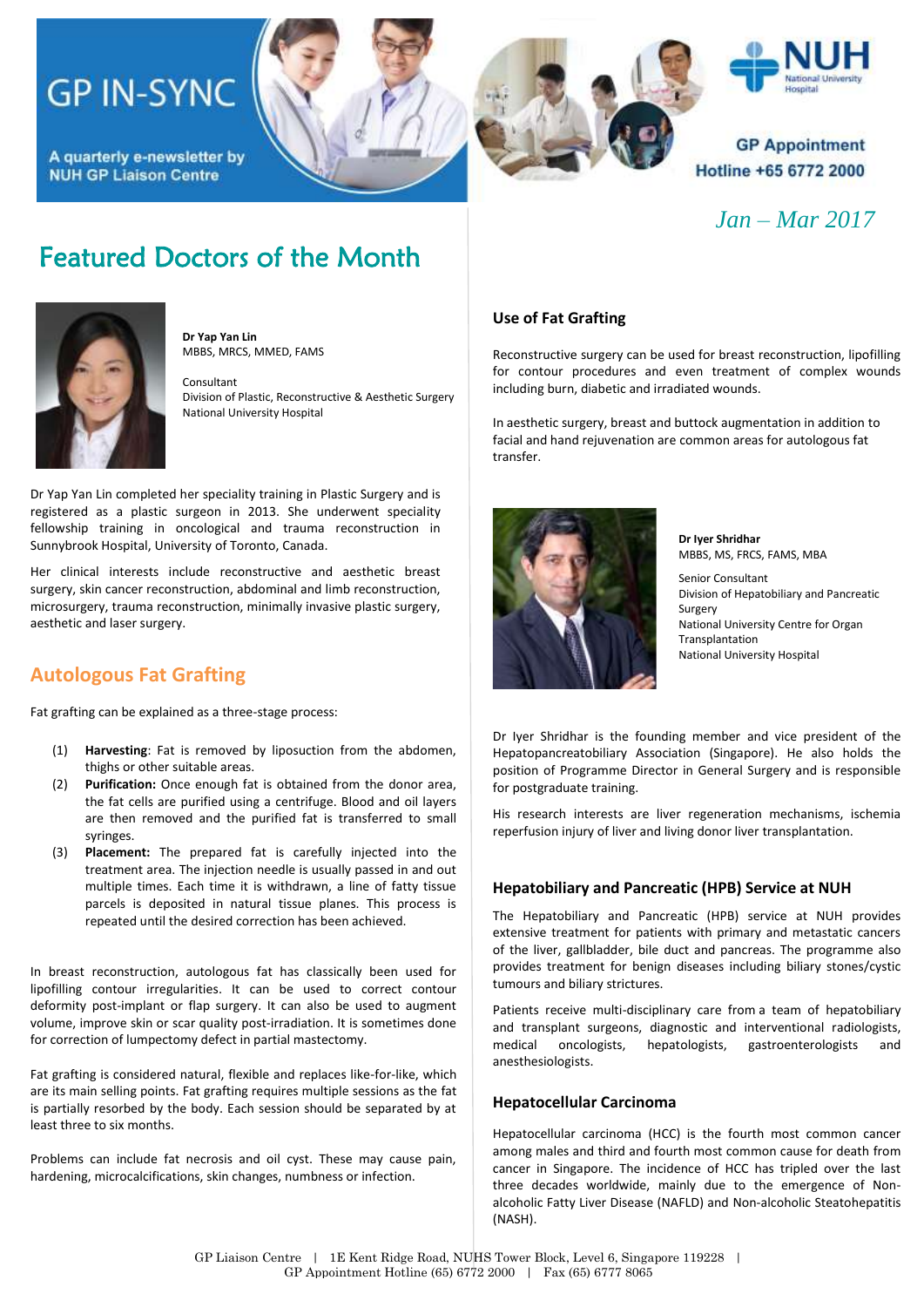# GP IN-SYNC

A quarterly e-newsletter by NUH GP Liaison Centre

NUH National University Hospital

GP Appointment Hotline +65 6772 2000

*Jan – Mar 2017*

# Featured Doctors of the Month

**Dr Yap Yan Lin**
MBBS, MRCS, MMED, FAMS

Consultant
Division of Plastic, Reconstructive & Aesthetic Surgery
National University Hospital

Dr Yap Yan Lin completed her speciality training in Plastic Surgery and is registered as a plastic surgeon in 2013. She underwent speciality fellowship training in oncological and trauma reconstruction in Sunnybrook Hospital, University of Toronto, Canada.

Her clinical interests include reconstructive and aesthetic breast surgery, skin cancer reconstruction, abdominal and limb reconstruction, microsurgery, trauma reconstruction, minimally invasive plastic surgery, aesthetic and laser surgery.

## Autologous Fat Grafting

Fat grafting can be explained as a three-stage process:

(1) **Harvesting**: Fat is removed by liposuction from the abdomen, thighs or other suitable areas.
(2) **Purification:** Once enough fat is obtained from the donor area, the fat cells are purified using a centrifuge. Blood and oil layers are then removed and the purified fat is transferred to small syringes.
(3) **Placement:** The prepared fat is carefully injected into the treatment area. The injection needle is usually passed in and out multiple times. Each time it is withdrawn, a line of fatty tissue parcels is deposited in natural tissue planes. This process is repeated until the desired correction has been achieved.

In breast reconstruction, autologous fat has classically been used for lipofilling contour irregularities. It can be used to correct contour deformity post-implant or flap surgery. It can also be used to augment volume, improve skin or scar quality post-irradiation. It is sometimes done for correction of lumpectomy defect in partial mastectomy.

Fat grafting is considered natural, flexible and replaces like-for-like, which are its main selling points. Fat grafting requires multiple sessions as the fat is partially resorbed by the body. Each session should be separated by at least three to six months.

Problems can include fat necrosis and oil cyst. These may cause pain, hardening, microcalcifications, skin changes, numbness or infection.

### Use of Fat Grafting

Reconstructive surgery can be used for breast reconstruction, lipofilling for contour procedures and even treatment of complex wounds including burn, diabetic and irradiated wounds.

In aesthetic surgery, breast and buttock augmentation in addition to facial and hand rejuvenation are common areas for autologous fat transfer.

**Dr Iyer Shridhar**
MBBS, MS, FRCS, FAMS, MBA

Senior Consultant
Division of Hepatobiliary and Pancreatic Surgery
National University Centre for Organ Transplantation
National University Hospital

Dr Iyer Shridhar is the founding member and vice president of the Hepatopancreatobiliary Association (Singapore). He also holds the position of Programme Director in General Surgery and is responsible for postgraduate training.

His research interests are liver regeneration mechanisms, ischemia reperfusion injury of liver and living donor liver transplantation.

### Hepatobiliary and Pancreatic (HPB) Service at NUH

The Hepatobiliary and Pancreatic (HPB) service at NUH provides extensive treatment for patients with primary and metastatic cancers of the liver, gallbladder, bile duct and pancreas. The programme also provides treatment for benign diseases including biliary stones/cystic tumours and biliary strictures.

Patients receive multi-disciplinary care from a team of hepatobiliary and transplant surgeons, diagnostic and interventional radiologists, medical oncologists, hepatologists, gastroenterologists and anesthesiologists.

### Hepatocellular Carcinoma

Hepatocellular carcinoma (HCC) is the fourth most common cancer among males and third and fourth most common cause for death from cancer in Singapore. The incidence of HCC has tripled over the last three decades worldwide, mainly due to the emergence of Non-alcoholic Fatty Liver Disease (NAFLD) and Non-alcoholic Steatohepatitis (NASH).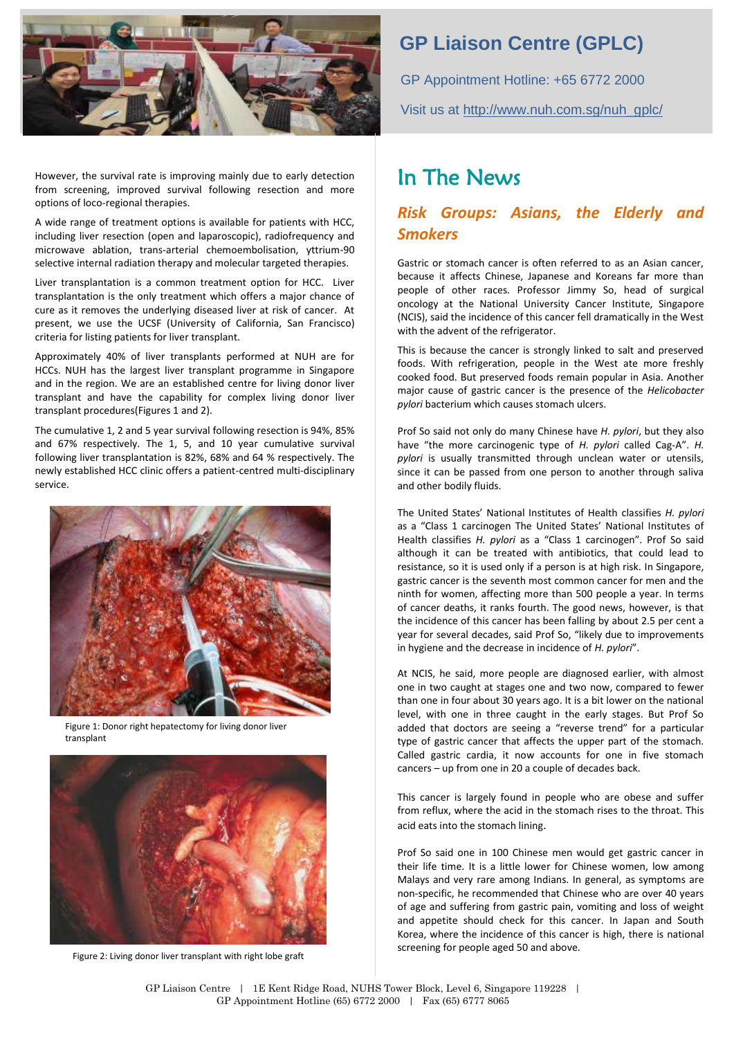# GP Liaison Centre (GPLC)

GP Appointment Hotline: +65 6772 2000

Visit us at http://www.nuh.com.sg/nuh_gplc/

However, the survival rate is improving mainly due to early detection from screening, improved survival following resection and more options of loco-regional therapies.

A wide range of treatment options is available for patients with HCC, including liver resection (open and laparoscopic), radiofrequency and microwave ablation, trans-arterial chemoembolisation, yttrium-90 selective internal radiation therapy and molecular targeted therapies.

Liver transplantation is a common treatment option for HCC. Liver transplantation is the only treatment which offers a major chance of cure as it removes the underlying diseased liver at risk of cancer. At present, we use the UCSF (University of California, San Francisco) criteria for listing patients for liver transplant.

Approximately 40% of liver transplants performed at NUH are for HCCs. NUH has the largest liver transplant programme in Singapore and in the region. We are an established centre for living donor liver transplant and have the capability for complex living donor liver transplant procedures(Figures 1 and 2).

The cumulative 1, 2 and 5 year survival following resection is 94%, 85% and 67% respectively. The 1, 5, and 10 year cumulative survival following liver transplantation is 82%, 68% and 64 % respectively. The newly established HCC clinic offers a patient-centred multi-disciplinary service.

Figure 1: Donor right hepatectomy for living donor liver transplant

Figure 2: Living donor liver transplant with right lobe graft

## In The News

### *Risk Groups: Asians, the Elderly and Smokers*

Gastric or stomach cancer is often referred to as an Asian cancer, because it affects Chinese, Japanese and Koreans far more than people of other races. Professor Jimmy So, head of surgical oncology at the National University Cancer Institute, Singapore (NCIS), said the incidence of this cancer fell dramatically in the West with the advent of the refrigerator.

This is because the cancer is strongly linked to salt and preserved foods. With refrigeration, people in the West ate more freshly cooked food. But preserved foods remain popular in Asia. Another major cause of gastric cancer is the presence of the *Helicobacter pylori* bacterium which causes stomach ulcers.

Prof So said not only do many Chinese have *H. pylori*, but they also have "the more carcinogenic type of *H. pylori* called Cag-A". *H. pylori* is usually transmitted through unclean water or utensils, since it can be passed from one person to another through saliva and other bodily fluids.

The United States' National Institutes of Health classifies *H. pylori* as a "Class 1 carcinogen The United States' National Institutes of Health classifies *H. pylori* as a "Class 1 carcinogen". Prof So said although it can be treated with antibiotics, that could lead to resistance, so it is used only if a person is at high risk. In Singapore, gastric cancer is the seventh most common cancer for men and the ninth for women, affecting more than 500 people a year. In terms of cancer deaths, it ranks fourth. The good news, however, is that the incidence of this cancer has been falling by about 2.5 per cent a year for several decades, said Prof So, "likely due to improvements in hygiene and the decrease in incidence of *H. pylori*".

At NCIS, he said, more people are diagnosed earlier, with almost one in two caught at stages one and two now, compared to fewer than one in four about 30 years ago. It is a bit lower on the national level, with one in three caught in the early stages. But Prof So added that doctors are seeing a "reverse trend" for a particular type of gastric cancer that affects the upper part of the stomach. Called gastric cardia, it now accounts for one in five stomach cancers – up from one in 20 a couple of decades back.

This cancer is largely found in people who are obese and suffer from reflux, where the acid in the stomach rises to the throat. This acid eats into the stomach lining.

Prof So said one in 100 Chinese men would get gastric cancer in their life time. It is a little lower for Chinese women, low among Malays and very rare among Indians. In general, as symptoms are non-specific, he recommended that Chinese who are over 40 years of age and suffering from gastric pain, vomiting and loss of weight and appetite should check for this cancer. In Japan and South Korea, where the incidence of this cancer is high, there is national screening for people aged 50 and above.

GP Liaison Centre | 1E Kent Ridge Road, NUHS Tower Block, Level 6, Singapore 119228 | GP Appointment Hotline (65) 6772 2000 | Fax (65) 6777 8065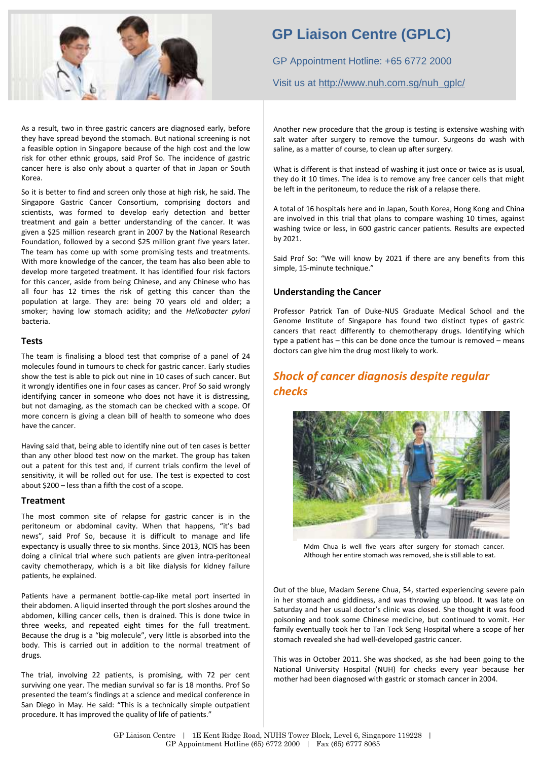# GP Liaison Centre (GPLC)

GP Appointment Hotline: +65 6772 2000

Visit us at http://www.nuh.com.sg/nuh_gplc/

As a result, two in three gastric cancers are diagnosed early, before they have spread beyond the stomach. But national screening is not a feasible option in Singapore because of the high cost and the low risk for other ethnic groups, said Prof So. The incidence of gastric cancer here is also only about a quarter of that in Japan or South Korea.

So it is better to find and screen only those at high risk, he said. The Singapore Gastric Cancer Consortium, comprising doctors and scientists, was formed to develop early detection and better treatment and gain a better understanding of the cancer. It was given a $25 million research grant in 2007 by the National Research Foundation, followed by a second $25 million grant five years later. The team has come up with some promising tests and treatments. With more knowledge of the cancer, the team has also been able to develop more targeted treatment. It has identified four risk factors for this cancer, aside from being Chinese, and any Chinese who has all four has 12 times the risk of getting this cancer than the population at large. They are: being 70 years old and older; a smoker; having low stomach acidity; and the *Helicobacter pylori* bacteria.

## Tests

The team is finalising a blood test that comprise of a panel of 24 molecules found in tumours to check for gastric cancer. Early studies show the test is able to pick out nine in 10 cases of such cancer. But it wrongly identifies one in four cases as cancer. Prof So said wrongly identifying cancer in someone who does not have it is distressing, but not damaging, as the stomach can be checked with a scope. Of more concern is giving a clean bill of health to someone who does have the cancer.

Having said that, being able to identify nine out of ten cases is better than any other blood test now on the market. The group has taken out a patent for this test and, if current trials confirm the level of sensitivity, it will be rolled out for use. The test is expected to cost about $200 – less than a fifth the cost of a scope.

## Treatment

The most common site of relapse for gastric cancer is in the peritoneum or abdominal cavity. When that happens, "it's bad news", said Prof So, because it is difficult to manage and life expectancy is usually three to six months. Since 2013, NCIS has been doing a clinical trial where such patients are given intra-peritoneal cavity chemotherapy, which is a bit like dialysis for kidney failure patients, he explained.

Patients have a permanent bottle-cap-like metal port inserted in their abdomen. A liquid inserted through the port sloshes around the abdomen, killing cancer cells, then is drained. This is done twice in three weeks, and repeated eight times for the full treatment. Because the drug is a "big molecule", very little is absorbed into the body. This is carried out in addition to the normal treatment of drugs.

The trial, involving 22 patients, is promising, with 72 per cent surviving one year. The median survival so far is 18 months. Prof So presented the team's findings at a science and medical conference in San Diego in May. He said: "This is a technically simple outpatient procedure. It has improved the quality of life of patients."

Another new procedure that the group is testing is extensive washing with salt water after surgery to remove the tumour. Surgeons do wash with saline, as a matter of course, to clean up after surgery.

What is different is that instead of washing it just once or twice as is usual, they do it 10 times. The idea is to remove any free cancer cells that might be left in the peritoneum, to reduce the risk of a relapse there.

A total of 16 hospitals here and in Japan, South Korea, Hong Kong and China are involved in this trial that plans to compare washing 10 times, against washing twice or less, in 600 gastric cancer patients. Results are expected by 2021.

Said Prof So: "We will know by 2021 if there are any benefits from this simple, 15-minute technique."

## Understanding the Cancer

Professor Patrick Tan of Duke-NUS Graduate Medical School and the Genome Institute of Singapore has found two distinct types of gastric cancers that react differently to chemotherapy drugs. Identifying which type a patient has – this can be done once the tumour is removed – means doctors can give him the drug most likely to work.

## *Shock of cancer diagnosis despite regular checks*

Mdm Chua is well five years after surgery for stomach cancer. Although her entire stomach was removed, she is still able to eat.

Out of the blue, Madam Serene Chua, 54, started experiencing severe pain in her stomach and giddiness, and was throwing up blood. It was late on Saturday and her usual doctor's clinic was closed. She thought it was food poisoning and took some Chinese medicine, but continued to vomit. Her family eventually took her to Tan Tock Seng Hospital where a scope of her stomach revealed she had well-developed gastric cancer.

This was in October 2011. She was shocked, as she had been going to the National University Hospital (NUH) for checks every year because her mother had been diagnosed with gastric or stomach cancer in 2004.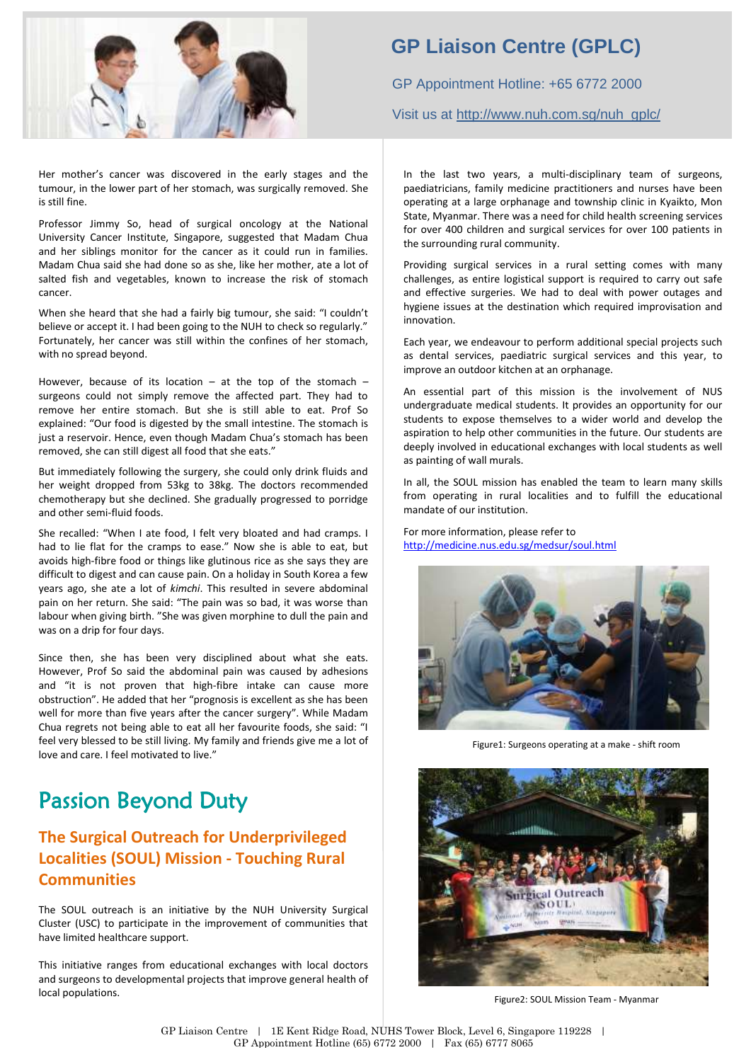# GP Liaison Centre (GPLC)

GP Appointment Hotline: +65 6772 2000

Visit us at http://www.nuh.com.sg/nuh_gplc/

Her mother's cancer was discovered in the early stages and the tumour, in the lower part of her stomach, was surgically removed. She is still fine.

Professor Jimmy So, head of surgical oncology at the National University Cancer Institute, Singapore, suggested that Madam Chua and her siblings monitor for the cancer as it could run in families. Madam Chua said she had done so as she, like her mother, ate a lot of salted fish and vegetables, known to increase the risk of stomach cancer.

When she heard that she had a fairly big tumour, she said: "I couldn't believe or accept it. I had been going to the NUH to check so regularly." Fortunately, her cancer was still within the confines of her stomach, with no spread beyond.

However, because of its location – at the top of the stomach – surgeons could not simply remove the affected part. They had to remove her entire stomach. But she is still able to eat. Prof So explained: "Our food is digested by the small intestine. The stomach is just a reservoir. Hence, even though Madam Chua's stomach has been removed, she can still digest all food that she eats."

But immediately following the surgery, she could only drink fluids and her weight dropped from 53kg to 38kg. The doctors recommended chemotherapy but she declined. She gradually progressed to porridge and other semi-fluid foods.

She recalled: "When I ate food, I felt very bloated and had cramps. I had to lie flat for the cramps to ease." Now she is able to eat, but avoids high-fibre food or things like glutinous rice as she says they are difficult to digest and can cause pain. On a holiday in South Korea a few years ago, she ate a lot of *kimchi*. This resulted in severe abdominal pain on her return. She said: "The pain was so bad, it was worse than labour when giving birth. "She was given morphine to dull the pain and was on a drip for four days.

Since then, she has been very disciplined about what she eats. However, Prof So said the abdominal pain was caused by adhesions and "it is not proven that high-fibre intake can cause more obstruction". He added that her "prognosis is excellent as she has been well for more than five years after the cancer surgery". While Madam Chua regrets not being able to eat all her favourite foods, she said: "I feel very blessed to be still living. My family and friends give me a lot of love and care. I feel motivated to live."

## Passion Beyond Duty

### The Surgical Outreach for Underprivileged Localities (SOUL) Mission - Touching Rural Communities

The SOUL outreach is an initiative by the NUH University Surgical Cluster (USC) to participate in the improvement of communities that have limited healthcare support.

This initiative ranges from educational exchanges with local doctors and surgeons to developmental projects that improve general health of local populations.

In the last two years, a multi-disciplinary team of surgeons, paediatricians, family medicine practitioners and nurses have been operating at a large orphanage and township clinic in Kyaikto, Mon State, Myanmar. There was a need for child health screening services for over 400 children and surgical services for over 100 patients in the surrounding rural community.

Providing surgical services in a rural setting comes with many challenges, as entire logistical support is required to carry out safe and effective surgeries. We had to deal with power outages and hygiene issues at the destination which required improvisation and innovation.

Each year, we endeavour to perform additional special projects such as dental services, paediatric surgical services and this year, to improve an outdoor kitchen at an orphanage.

An essential part of this mission is the involvement of NUS undergraduate medical students. It provides an opportunity for our students to expose themselves to a wider world and develop the aspiration to help other communities in the future. Our students are deeply involved in educational exchanges with local students as well as painting of wall murals.

In all, the SOUL mission has enabled the team to learn many skills from operating in rural localities and to fulfill the educational mandate of our institution.

For more information, please refer to
http://medicine.nus.edu.sg/medsur/soul.html

Figure1: Surgeons operating at a make - shift room

Figure2: SOUL Mission Team - Myanmar

GP Liaison Centre | 1E Kent Ridge Road, NUHS Tower Block, Level 6, Singapore 119228 |
GP Appointment Hotline (65) 6772 2000 | Fax (65) 6777 8065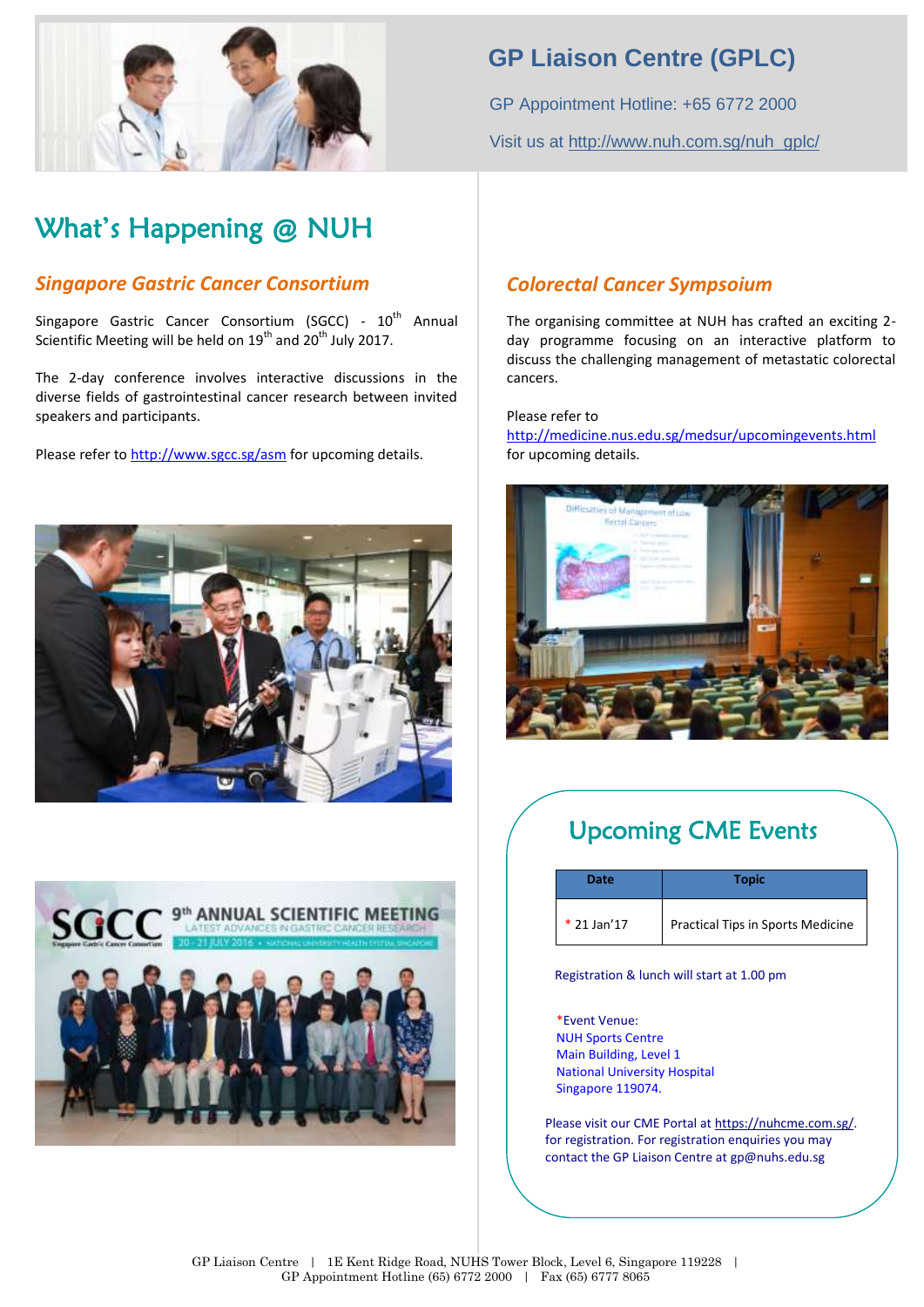# GP Liaison Centre (GPLC)

GP Appointment Hotline: +65 6772 2000

Visit us at http://www.nuh.com.sg/nuh_gplc/

# What's Happening @ NUH

## *Singapore Gastric Cancer Consortium*

Singapore Gastric Cancer Consortium (SGCC) - 10th Annual Scientific Meeting will be held on 19th and 20th July 2017.

The 2-day conference involves interactive discussions in the diverse fields of gastrointestinal cancer research between invited speakers and participants.

Please refer to http://www.sgcc.sg/asm for upcoming details.

## *Colorectal Cancer Sympsoium*

The organising committee at NUH has crafted an exciting 2-day programme focusing on an interactive platform to discuss the challenging management of metastatic colorectal cancers.

Please refer to http://medicine.nus.edu.sg/medsur/upcomingevents.html for upcoming details.

## Upcoming CME Events

| Date | Topic |
|---|---|
| * 21 Jan'17 | Practical Tips in Sports Medicine |

Registration & lunch will start at 1.00 pm

*Event Venue:
NUH Sports Centre
Main Building, Level 1
National University Hospital
Singapore 119074.

Please visit our CME Portal at https://nuhcme.com.sg/. for registration. For registration enquiries you may contact the GP Liaison Centre at gp@nuhs.edu.sg

GP Liaison Centre | 1E Kent Ridge Road, NUHS Tower Block, Level 6, Singapore 119228 | GP Appointment Hotline (65) 6772 2000 | Fax (65) 6777 8065